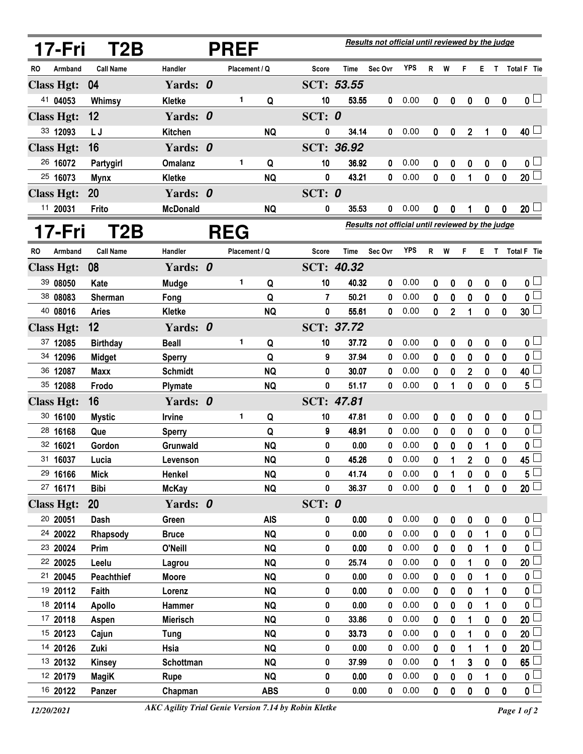## 17-Fri T2B PREF

*Results not official until reviewed by the judge*

| RO | Armband | Call Name | Handler | Placement | Q | Score | Time | Sec Ovr | YPS | R | W | F | E | T | Total F | Tie |
|---|---|---|---|---|---|---|---|---|---|---|---|---|---|---|---|---|
| **Class Hgt: 04** | | | **Yards: 0** | | | **SCT: 53.55** | | | | | | | | | | |
| 41 | 04053 | Whimsy | Kletke | 1 | Q | 10 | 53.55 | 0 | 0.00 | 0 | 0 | 0 | 0 | 0 | 0 | |
| **Class Hgt: 12** | | | **Yards: 0** | | | **SCT: 0** | | | | | | | | | | |
| 33 | 12093 | L J | Kitchen | | NQ | 0 | 34.14 | 0 | 0.00 | 0 | 0 | 2 | 1 | 0 | 40 | |
| **Class Hgt: 16** | | | **Yards: 0** | | | **SCT: 36.92** | | | | | | | | | | |
| 26 | 16072 | Partygirl | Omalanz | 1 | Q | 10 | 36.92 | 0 | 0.00 | 0 | 0 | 0 | 0 | 0 | 0 | |
| 25 | 16073 | Mynx | Kletke | | NQ | 0 | 43.21 | 0 | 0.00 | 0 | 0 | 1 | 0 | 0 | 20 | |
| **Class Hgt: 20** | | | **Yards: 0** | | | **SCT: 0** | | | | | | | | | | |
| 11 | 20031 | Frito | McDonald | | NQ | 0 | 35.53 | 0 | 0.00 | 0 | 0 | 1 | 0 | 0 | 20 | |

## 17-Fri T2B REG

*Results not official until reviewed by the judge*

| RO | Armband | Call Name | Handler | Placement | Q | Score | Time | Sec Ovr | YPS | R | W | F | E | T | Total F | Tie |
|---|---|---|---|---|---|---|---|---|---|---|---|---|---|---|---|---|
| **Class Hgt: 08** | | | **Yards: 0** | | | **SCT: 40.32** | | | | | | | | | | |
| 39 | 08050 | Kate | Mudge | 1 | Q | 10 | 40.32 | 0 | 0.00 | 0 | 0 | 0 | 0 | 0 | 0 | |
| 38 | 08083 | Sherman | Fong | | Q | 7 | 50.21 | 0 | 0.00 | 0 | 0 | 0 | 0 | 0 | 0 | |
| 40 | 08016 | Aries | Kletke | | NQ | 0 | 55.61 | 0 | 0.00 | 0 | 2 | 1 | 0 | 0 | 30 | |
| **Class Hgt: 12** | | | **Yards: 0** | | | **SCT: 37.72** | | | | | | | | | | |
| 37 | 12085 | Birthday | Beall | 1 | Q | 10 | 37.72 | 0 | 0.00 | 0 | 0 | 0 | 0 | 0 | 0 | |
| 34 | 12096 | Midget | Sperry | | Q | 9 | 37.94 | 0 | 0.00 | 0 | 0 | 0 | 0 | 0 | 0 | |
| 36 | 12087 | Maxx | Schmidt | | NQ | 0 | 30.07 | 0 | 0.00 | 0 | 0 | 2 | 0 | 0 | 40 | |
| 35 | 12088 | Frodo | Plymate | | NQ | 0 | 51.17 | 0 | 0.00 | 0 | 1 | 0 | 0 | 0 | 5 | |
| **Class Hgt: 16** | | | **Yards: 0** | | | **SCT: 47.81** | | | | | | | | | | |
| 30 | 16100 | Mystic | Irvine | 1 | Q | 10 | 47.81 | 0 | 0.00 | 0 | 0 | 0 | 0 | 0 | 0 | |
| 28 | 16168 | Que | Sperry | | Q | 9 | 48.91 | 0 | 0.00 | 0 | 0 | 0 | 0 | 0 | 0 | |
| 32 | 16021 | Gordon | Grunwald | | NQ | 0 | 0.00 | 0 | 0.00 | 0 | 0 | 0 | 1 | 0 | 0 | |
| 31 | 16037 | Lucia | Levenson | | NQ | 0 | 45.26 | 0 | 0.00 | 0 | 1 | 2 | 0 | 0 | 45 | |
| 29 | 16166 | Mick | Henkel | | NQ | 0 | 41.74 | 0 | 0.00 | 0 | 1 | 0 | 0 | 0 | 5 | |
| 27 | 16171 | Bibi | McKay | | NQ | 0 | 36.37 | 0 | 0.00 | 0 | 0 | 1 | 0 | 0 | 20 | |
| **Class Hgt: 20** | | | **Yards: 0** | | | **SCT: 0** | | | | | | | | | | |
| 20 | 20051 | Dash | Green | | AIS | 0 | 0.00 | 0 | 0.00 | 0 | 0 | 0 | 0 | 0 | 0 | |
| 24 | 20022 | Rhapsody | Bruce | | NQ | 0 | 0.00 | 0 | 0.00 | 0 | 0 | 0 | 1 | 0 | 0 | |
| 23 | 20024 | Prim | O'Neill | | NQ | 0 | 0.00 | 0 | 0.00 | 0 | 0 | 0 | 1 | 0 | 0 | |
| 22 | 20025 | Leelu | Lagrou | | NQ | 0 | 25.74 | 0 | 0.00 | 0 | 0 | 1 | 0 | 0 | 20 | |
| 21 | 20045 | Peachthief | Moore | | NQ | 0 | 0.00 | 0 | 0.00 | 0 | 0 | 0 | 1 | 0 | 0 | |
| 19 | 20112 | Faith | Lorenz | | NQ | 0 | 0.00 | 0 | 0.00 | 0 | 0 | 0 | 1 | 0 | 0 | |
| 18 | 20114 | Apollo | Hammer | | NQ | 0 | 0.00 | 0 | 0.00 | 0 | 0 | 0 | 1 | 0 | 0 | |
| 17 | 20118 | Aspen | Mierisch | | NQ | 0 | 33.86 | 0 | 0.00 | 0 | 0 | 1 | 0 | 0 | 20 | |
| 15 | 20123 | Cajun | Tung | | NQ | 0 | 33.73 | 0 | 0.00 | 0 | 0 | 1 | 0 | 0 | 20 | |
| 14 | 20126 | Zuki | Hsia | | NQ | 0 | 0.00 | 0 | 0.00 | 0 | 0 | 1 | 1 | 0 | 20 | |
| 13 | 20132 | Kinsey | Schottman | | NQ | 0 | 37.99 | 0 | 0.00 | 0 | 1 | 3 | 0 | 0 | 65 | |
| 12 | 20179 | MagiK | Rupe | | NQ | 0 | 0.00 | 0 | 0.00 | 0 | 0 | 0 | 1 | 0 | 0 | |
| 16 | 20122 | Panzer | Chapman | | ABS | 0 | 0.00 | 0 | 0.00 | 0 | 0 | 0 | 0 | 0 | 0 | |

*12/20/2021* — *AKC Agility Trial Genie Version 7.14 by Robin Kletke*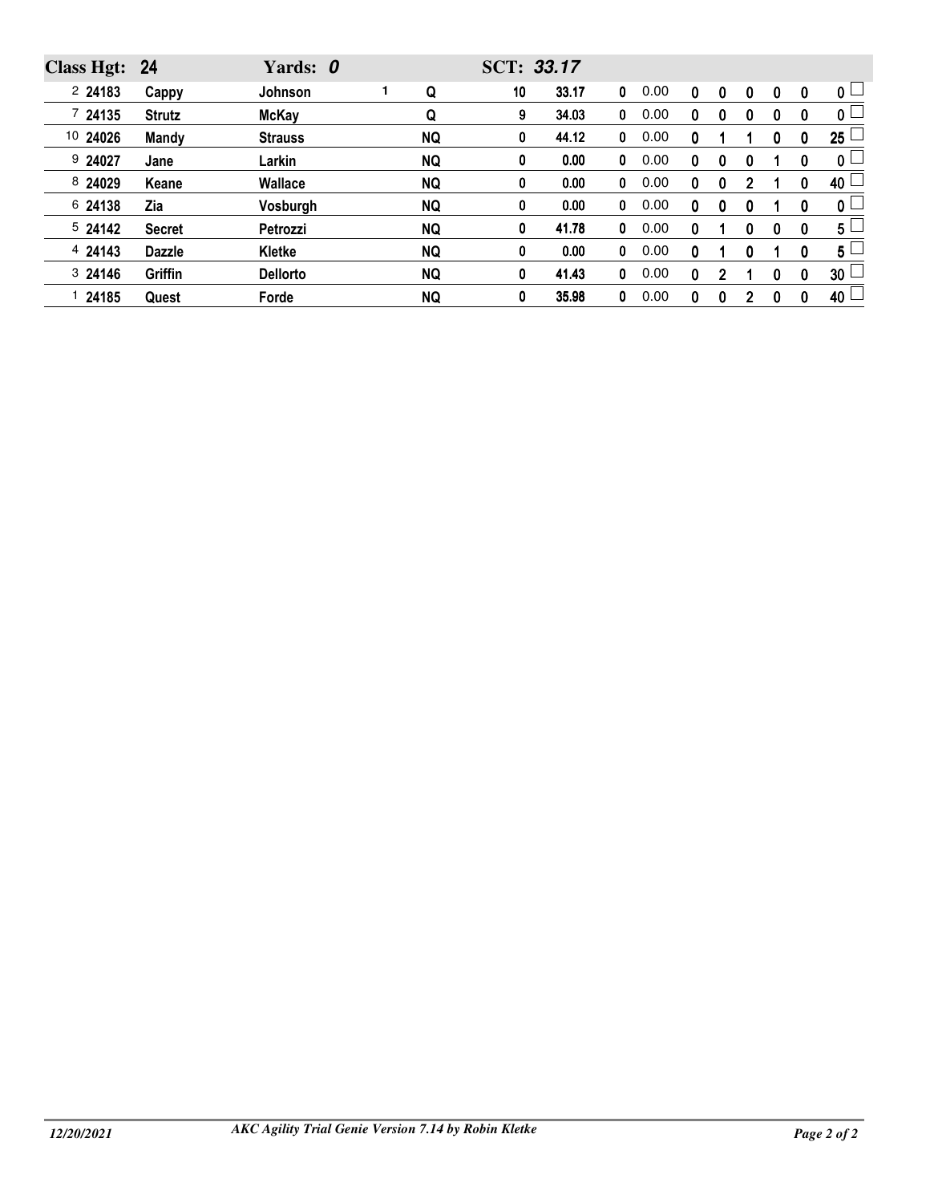**Class Hgt: 24** **Yards: *0*** **SCT: *33.17***

| | | | | | | | | | | | | | | | | |
|---|---|---|---|---|---|---|---|---|---|---|---|---|---|---|---|---|
| 2 24183 | Cappy | Johnson | 1 | Q | 10 | 33.17 | 0 | 0.00 | 0 | 0 | 0 | 0 | 0 | 0 | ☐ |
| 7 24135 | Strutz | McKay | | Q | 9 | 34.03 | 0 | 0.00 | 0 | 0 | 0 | 0 | 0 | 0 | ☐ |
| 10 24026 | Mandy | Strauss | | NQ | 0 | 44.12 | 0 | 0.00 | 0 | 1 | 1 | 0 | 0 | 25 | ☐ |
| 9 24027 | Jane | Larkin | | NQ | 0 | 0.00 | 0 | 0.00 | 0 | 0 | 0 | 1 | 0 | 0 | ☐ |
| 8 24029 | Keane | Wallace | | NQ | 0 | 0.00 | 0 | 0.00 | 0 | 0 | 2 | 1 | 0 | 40 | ☐ |
| 6 24138 | Zia | Vosburgh | | NQ | 0 | 0.00 | 0 | 0.00 | 0 | 0 | 0 | 1 | 0 | 0 | ☐ |
| 5 24142 | Secret | Petrozzi | | NQ | 0 | 41.78 | 0 | 0.00 | 0 | 1 | 0 | 0 | 0 | 5 | ☐ |
| 4 24143 | Dazzle | Kletke | | NQ | 0 | 0.00 | 0 | 0.00 | 0 | 1 | 0 | 1 | 0 | 5 | ☐ |
| 3 24146 | Griffin | Dellorto | | NQ | 0 | 41.43 | 0 | 0.00 | 0 | 2 | 1 | 0 | 0 | 30 | ☐ |
| 1 24185 | Quest | Forde | | NQ | 0 | 35.98 | 0 | 0.00 | 0 | 0 | 2 | 0 | 0 | 40 | ☐ |

*12/20/2021* *AKC Agility Trial Genie Version 7.14 by Robin Kletke*